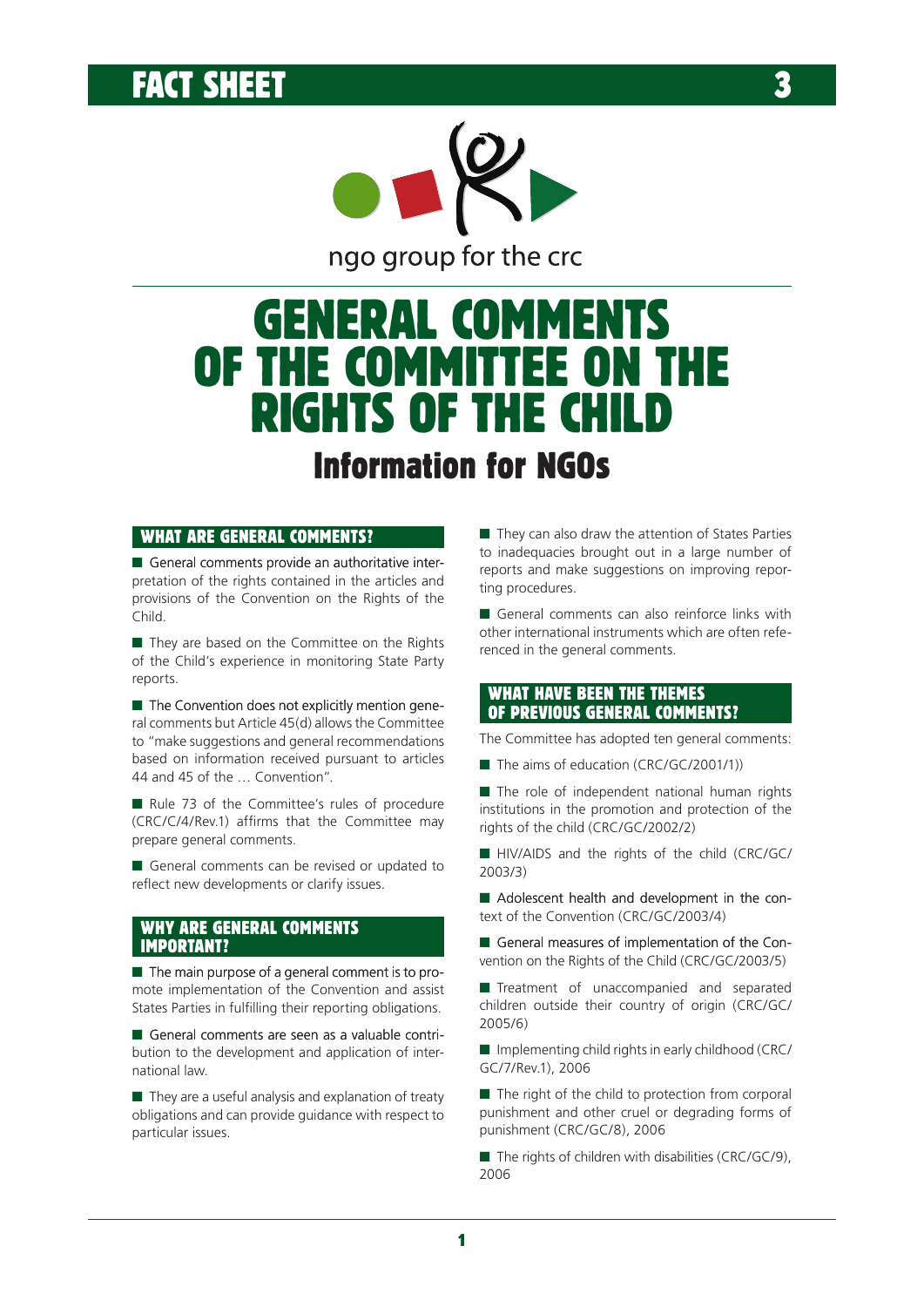# FACT SHEET 3

ngo group for the crc

# GENERAL COMMENTS OF THE COMMITTEE ON THE RIGHTS OF THE CHILD

## Information for NGOs

### WHAT ARE GENERAL COMMENTS?

- General comments provide an authoritative interpretation of the rights contained in the articles and provisions of the Convention on the Rights of the Child.
- They are based on the Committee on the Rights of the Child's experience in monitoring State Party reports.
- The Convention does not explicitly mention general comments but Article 45(d) allows the Committee to "make suggestions and general recommendations based on information received pursuant to articles 44 and 45 of the … Convention".
- Rule 73 of the Committee's rules of procedure (CRC/C/4/Rev.1) affirms that the Committee may prepare general comments.
- General comments can be revised or updated to reflect new developments or clarify issues.

### WHY ARE GENERAL COMMENTS IMPORTANT?

- The main purpose of a general comment is to promote implementation of the Convention and assist States Parties in fulfilling their reporting obligations.
- General comments are seen as a valuable contribution to the development and application of international law.
- They are a useful analysis and explanation of treaty obligations and can provide guidance with respect to particular issues.
- They can also draw the attention of States Parties to inadequacies brought out in a large number of reports and make suggestions on improving reporting procedures.
- General comments can also reinforce links with other international instruments which are often referenced in the general comments.

### WHAT HAVE BEEN THE THEMES OF PREVIOUS GENERAL COMMENTS?

The Committee has adopted ten general comments:

- The aims of education (CRC/GC/2001/1))
- The role of independent national human rights institutions in the promotion and protection of the rights of the child (CRC/GC/2002/2)
- HIV/AIDS and the rights of the child (CRC/GC/2003/3)
- Adolescent health and development in the context of the Convention (CRC/GC/2003/4)
- General measures of implementation of the Convention on the Rights of the Child (CRC/GC/2003/5)
- Treatment of unaccompanied and separated children outside their country of origin (CRC/GC/2005/6)
- Implementing child rights in early childhood (CRC/GC/7/Rev.1), 2006
- The right of the child to protection from corporal punishment and other cruel or degrading forms of punishment (CRC/GC/8), 2006
- The rights of children with disabilities (CRC/GC/9), 2006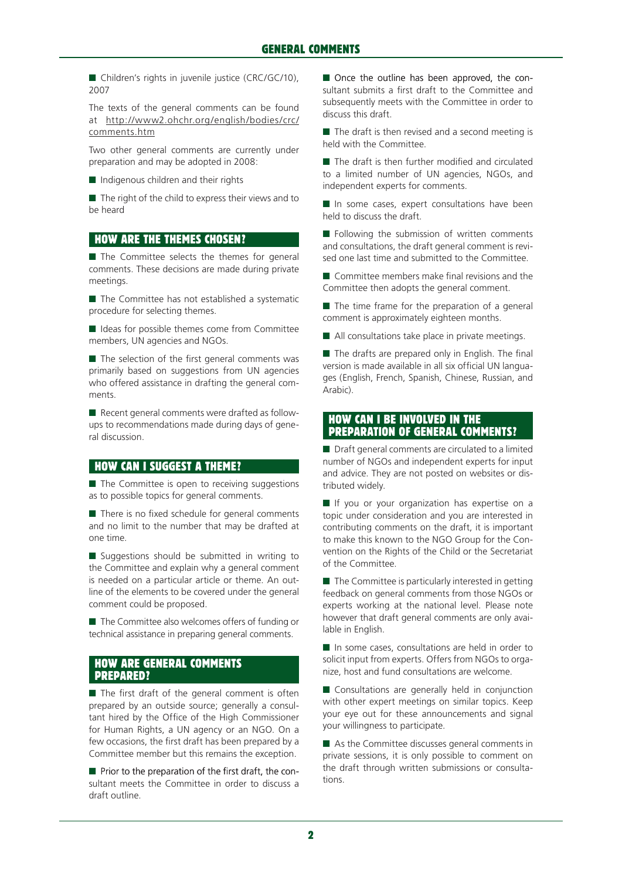- Children's rights in juvenile justice (CRC/GC/10), 2007

The texts of the general comments can be found at http://www2.ohchr.org/english/bodies/crc/comments.htm

Two other general comments are currently under preparation and may be adopted in 2008:

- Indigenous children and their rights
- The right of the child to express their views and to be heard

## HOW ARE THE THEMES CHOSEN?

- The Committee selects the themes for general comments. These decisions are made during private meetings.
- The Committee has not established a systematic procedure for selecting themes.
- Ideas for possible themes come from Committee members, UN agencies and NGOs.
- The selection of the first general comments was primarily based on suggestions from UN agencies who offered assistance in drafting the general comments.
- Recent general comments were drafted as follow-ups to recommendations made during days of general discussion.

## HOW CAN I SUGGEST A THEME?

- The Committee is open to receiving suggestions as to possible topics for general comments.
- There is no fixed schedule for general comments and no limit to the number that may be drafted at one time.
- Suggestions should be submitted in writing to the Committee and explain why a general comment is needed on a particular article or theme. An outline of the elements to be covered under the general comment could be proposed.
- The Committee also welcomes offers of funding or technical assistance in preparing general comments.

## HOW ARE GENERAL COMMENTS PREPARED?

- The first draft of the general comment is often prepared by an outside source; generally a consultant hired by the Office of the High Commissioner for Human Rights, a UN agency or an NGO. On a few occasions, the first draft has been prepared by a Committee member but this remains the exception.
- Prior to the preparation of the first draft, the consultant meets the Committee in order to discuss a draft outline.
- Once the outline has been approved, the consultant submits a first draft to the Committee and subsequently meets with the Committee in order to discuss this draft.
- The draft is then revised and a second meeting is held with the Committee.
- The draft is then further modified and circulated to a limited number of UN agencies, NGOs, and independent experts for comments.
- In some cases, expert consultations have been held to discuss the draft.
- Following the submission of written comments and consultations, the draft general comment is revised one last time and submitted to the Committee.
- Committee members make final revisions and the Committee then adopts the general comment.
- The time frame for the preparation of a general comment is approximately eighteen months.
- All consultations take place in private meetings.
- The drafts are prepared only in English. The final version is made available in all six official UN languages (English, French, Spanish, Chinese, Russian, and Arabic).

## HOW CAN I BE INVOLVED IN THE PREPARATION OF GENERAL COMMENTS?

- Draft general comments are circulated to a limited number of NGOs and independent experts for input and advice. They are not posted on websites or distributed widely.
- If you or your organization has expertise on a topic under consideration and you are interested in contributing comments on the draft, it is important to make this known to the NGO Group for the Convention on the Rights of the Child or the Secretariat of the Committee.
- The Committee is particularly interested in getting feedback on general comments from those NGOs or experts working at the national level. Please note however that draft general comments are only available in English.
- In some cases, consultations are held in order to solicit input from experts. Offers from NGOs to organize, host and fund consultations are welcome.
- Consultations are generally held in conjunction with other expert meetings on similar topics. Keep your eye out for these announcements and signal your willingness to participate.
- As the Committee discusses general comments in private sessions, it is only possible to comment on the draft through written submissions or consultations.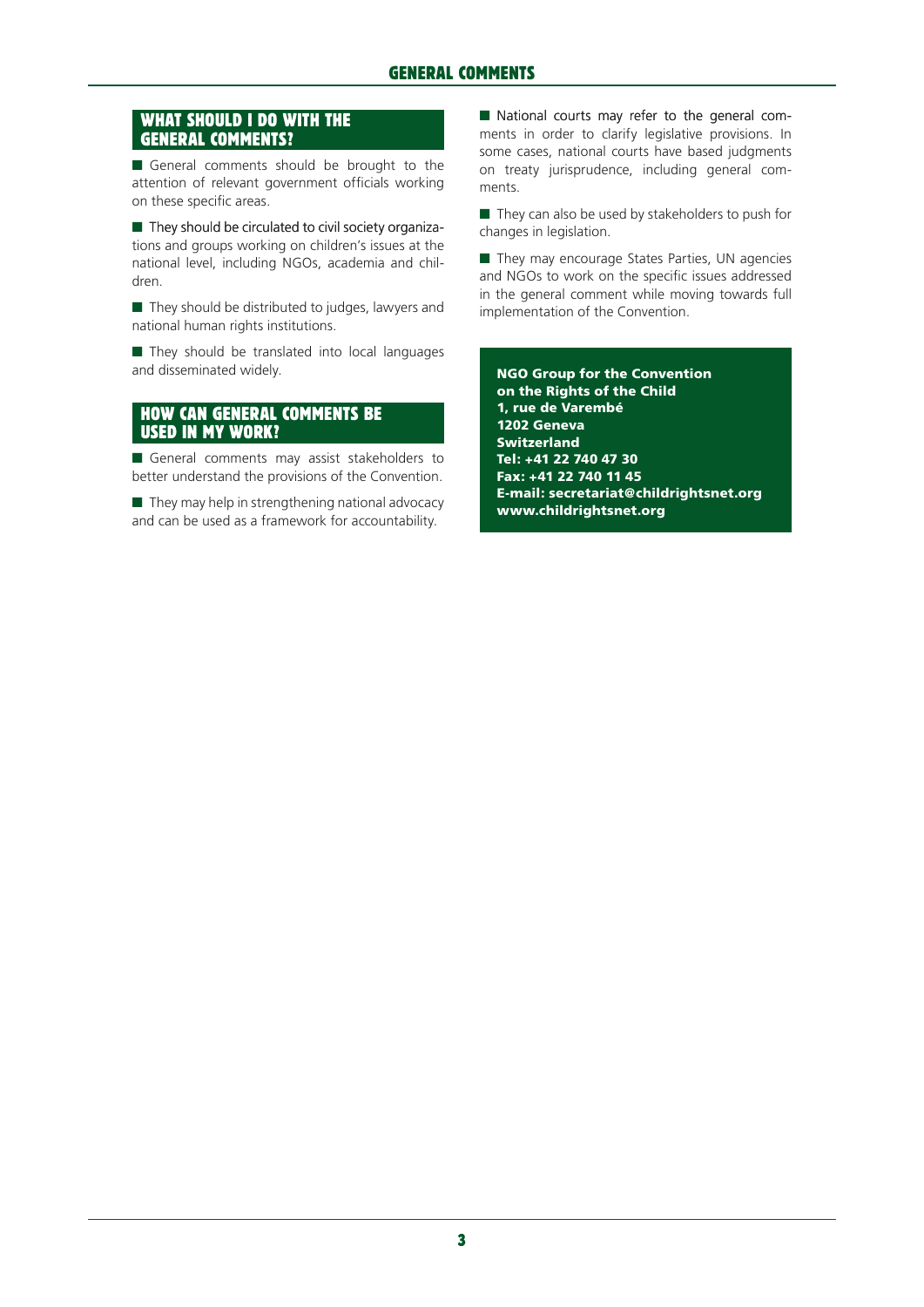## WHAT SHOULD I DO WITH THE GENERAL COMMENTS?

- General comments should be brought to the attention of relevant government officials working on these specific areas.
- They should be circulated to civil society organizations and groups working on children's issues at the national level, including NGOs, academia and children.
- They should be distributed to judges, lawyers and national human rights institutions.
- They should be translated into local languages and disseminated widely.

## HOW CAN GENERAL COMMENTS BE USED IN MY WORK?

- General comments may assist stakeholders to better understand the provisions of the Convention.
- They may help in strengthening national advocacy and can be used as a framework for accountability.
- National courts may refer to the general comments in order to clarify legislative provisions. In some cases, national courts have based judgments on treaty jurisprudence, including general comments.
- They can also be used by stakeholders to push for changes in legislation.
- They may encourage States Parties, UN agencies and NGOs to work on the specific issues addressed in the general comment while moving towards full implementation of the Convention.

**NGO Group for the Convention on the Rights of the Child**
**1, rue de Varembé**
**1202 Geneva**
**Switzerland**
**Tel: +41 22 740 47 30**
**Fax: +41 22 740 11 45**
**E-mail: secretariat@childrightsnet.org**
**www.childrightsnet.org**